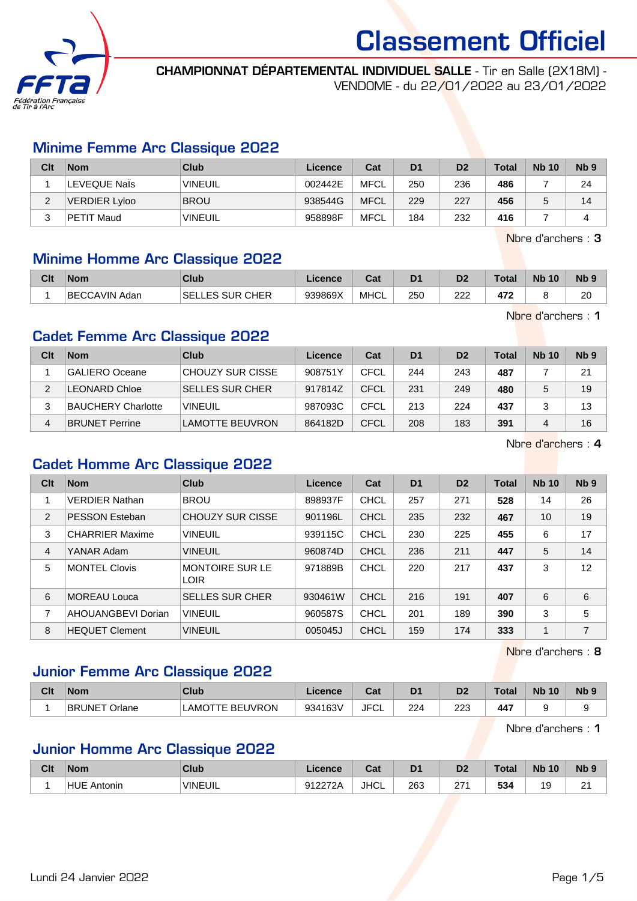# Classement Officiel

**CHAMPIONNAT DÉPARTEMENTAL INDIVIDUEL SALLE** - Tir en Salle (2X18M) - VENDOME - du 22/01/2022 au 23/01/2022

## Minime Femme Arc Classique 2022

| Clt | Nom | Club | Licence | Cat | D1 | D2 | Total | Nb 10 | Nb 9 |
|---|---|---|---|---|---|---|---|---|---|
| 1 | LEVEQUE Naïs | VINEUIL | 002442E | MFCL | 250 | 236 | **486** | 7 | 24 |
| 2 | VERDIER Lyloo | BROU | 938544G | MFCL | 229 | 227 | **456** | 5 | 14 |
| 3 | PETIT Maud | VINEUIL | 958898F | MFCL | 184 | 232 | **416** | 7 | 4 |

Nbre d'archers : **3**

## Minime Homme Arc Classique 2022

| Clt | Nom | Club | Licence | Cat | D1 | D2 | Total | Nb 10 | Nb 9 |
|---|---|---|---|---|---|---|---|---|---|
| 1 | BECCAVIN Adan | SELLES SUR CHER | 939869X | MHCL | 250 | 222 | **472** | 8 | 20 |

Nbre d'archers : **1**

## Cadet Femme Arc Classique 2022

| Clt | Nom | Club | Licence | Cat | D1 | D2 | Total | Nb 10 | Nb 9 |
|---|---|---|---|---|---|---|---|---|---|
| 1 | GALIERO Oceane | CHOUZY SUR CISSE | 908751Y | CFCL | 244 | 243 | **487** | 7 | 21 |
| 2 | LEONARD Chloe | SELLES SUR CHER | 917814Z | CFCL | 231 | 249 | **480** | 5 | 19 |
| 3 | BAUCHERY Charlotte | VINEUIL | 987093C | CFCL | 213 | 224 | **437** | 3 | 13 |
| 4 | BRUNET Perrine | LAMOTTE BEUVRON | 864182D | CFCL | 208 | 183 | **391** | 4 | 16 |

Nbre d'archers : **4**

## Cadet Homme Arc Classique 2022

| Clt | Nom | Club | Licence | Cat | D1 | D2 | Total | Nb 10 | Nb 9 |
|---|---|---|---|---|---|---|---|---|---|
| 1 | VERDIER Nathan | BROU | 898937F | CHCL | 257 | 271 | **528** | 14 | 26 |
| 2 | PESSON Esteban | CHOUZY SUR CISSE | 901196L | CHCL | 235 | 232 | **467** | 10 | 19 |
| 3 | CHARRIER Maxime | VINEUIL | 939115C | CHCL | 230 | 225 | **455** | 6 | 17 |
| 4 | YANAR Adam | VINEUIL | 960874D | CHCL | 236 | 211 | **447** | 5 | 14 |
| 5 | MONTEL Clovis | MONTOIRE SUR LE LOIR | 971889B | CHCL | 220 | 217 | **437** | 3 | 12 |
| 6 | MOREAU Louca | SELLES SUR CHER | 930461W | CHCL | 216 | 191 | **407** | 6 | 6 |
| 7 | AHOUANGBEVI Dorian | VINEUIL | 960587S | CHCL | 201 | 189 | **390** | 3 | 5 |
| 8 | HEQUET Clement | VINEUIL | 005045J | CHCL | 159 | 174 | **333** | 1 | 7 |

Nbre d'archers : **8**

## Junior Femme Arc Classique 2022

| Clt | Nom | Club | Licence | Cat | D1 | D2 | Total | Nb 10 | Nb 9 |
|---|---|---|---|---|---|---|---|---|---|
| 1 | BRUNET Orlane | LAMOTTE BEUVRON | 934163V | JFCL | 224 | 223 | **447** | 9 | 9 |

Nbre d'archers : **1**

## Junior Homme Arc Classique 2022

| Clt | Nom | Club | Licence | Cat | D1 | D2 | Total | Nb 10 | Nb 9 |
|---|---|---|---|---|---|---|---|---|---|
| 1 | HUE Antonin | VINEUIL | 912272A | JHCL | 263 | 271 | **534** | 19 | 21 |

Lundi 24 Janvier 2022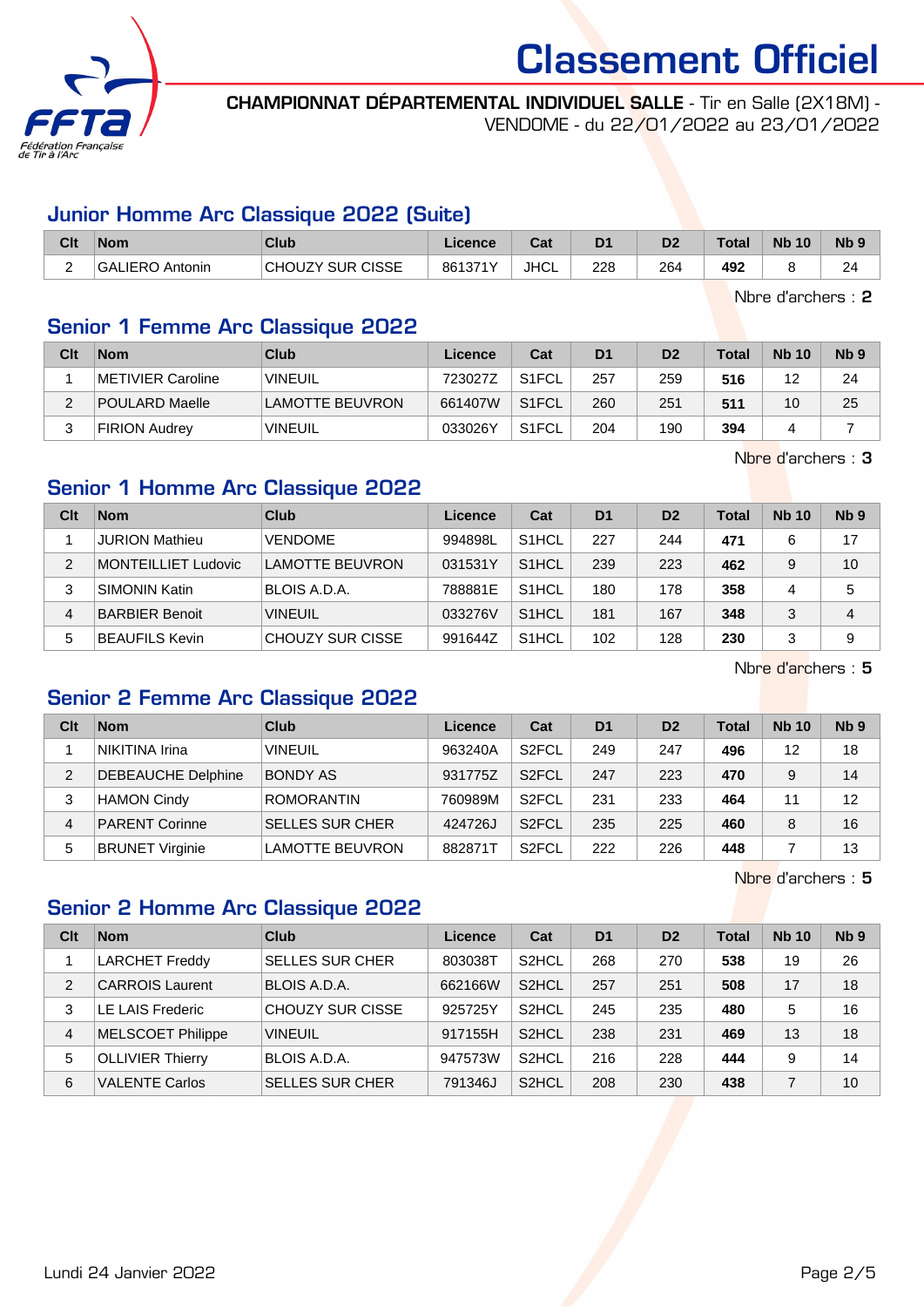# Classement Officiel

**CHAMPIONNAT DÉPARTEMENTAL INDIVIDUEL SALLE** - Tir en Salle (2X18M) - VENDOME - du 22/01/2022 au 23/01/2022

## Junior Homme Arc Classique 2022 (Suite)

| Clt | Nom | Club | Licence | Cat | D1 | D2 | Total | Nb 10 | Nb 9 |
|---|---|---|---|---|---|---|---|---|---|
| 2 | GALIERO Antonin | CHOUZY SUR CISSE | 861371Y | JHCL | 228 | 264 | **492** | 8 | 24 |

Nbre d'archers : **2**

## Senior 1 Femme Arc Classique 2022

| Clt | Nom | Club | Licence | Cat | D1 | D2 | Total | Nb 10 | Nb 9 |
|---|---|---|---|---|---|---|---|---|---|
| 1 | METIVIER Caroline | VINEUIL | 723027Z | S1FCL | 257 | 259 | **516** | 12 | 24 |
| 2 | POULARD Maelle | LAMOTTE BEUVRON | 661407W | S1FCL | 260 | 251 | **511** | 10 | 25 |
| 3 | FIRION Audrey | VINEUIL | 033026Y | S1FCL | 204 | 190 | **394** | 4 | 7 |

Nbre d'archers : **3**

## Senior 1 Homme Arc Classique 2022

| Clt | Nom | Club | Licence | Cat | D1 | D2 | Total | Nb 10 | Nb 9 |
|---|---|---|---|---|---|---|---|---|---|
| 1 | JURION Mathieu | VENDOME | 994898L | S1HCL | 227 | 244 | **471** | 6 | 17 |
| 2 | MONTEILLIET Ludovic | LAMOTTE BEUVRON | 031531Y | S1HCL | 239 | 223 | **462** | 9 | 10 |
| 3 | SIMONIN Katin | BLOIS A.D.A. | 788881E | S1HCL | 180 | 178 | **358** | 4 | 5 |
| 4 | BARBIER Benoit | VINEUIL | 033276V | S1HCL | 181 | 167 | **348** | 3 | 4 |
| 5 | BEAUFILS Kevin | CHOUZY SUR CISSE | 991644Z | S1HCL | 102 | 128 | **230** | 3 | 9 |

Nbre d'archers : **5**

## Senior 2 Femme Arc Classique 2022

| Clt | Nom | Club | Licence | Cat | D1 | D2 | Total | Nb 10 | Nb 9 |
|---|---|---|---|---|---|---|---|---|---|
| 1 | NIKITINA Irina | VINEUIL | 963240A | S2FCL | 249 | 247 | **496** | 12 | 18 |
| 2 | DEBEAUCHE Delphine | BONDY AS | 931775Z | S2FCL | 247 | 223 | **470** | 9 | 14 |
| 3 | HAMON Cindy | ROMORANTIN | 760989M | S2FCL | 231 | 233 | **464** | 11 | 12 |
| 4 | PARENT Corinne | SELLES SUR CHER | 424726J | S2FCL | 235 | 225 | **460** | 8 | 16 |
| 5 | BRUNET Virginie | LAMOTTE BEUVRON | 882871T | S2FCL | 222 | 226 | **448** | 7 | 13 |

Nbre d'archers : **5**

## Senior 2 Homme Arc Classique 2022

| Clt | Nom | Club | Licence | Cat | D1 | D2 | Total | Nb 10 | Nb 9 |
|---|---|---|---|---|---|---|---|---|---|
| 1 | LARCHET Freddy | SELLES SUR CHER | 803038T | S2HCL | 268 | 270 | **538** | 19 | 26 |
| 2 | CARROIS Laurent | BLOIS A.D.A. | 662166W | S2HCL | 257 | 251 | **508** | 17 | 18 |
| 3 | LE LAIS Frederic | CHOUZY SUR CISSE | 925725Y | S2HCL | 245 | 235 | **480** | 5 | 16 |
| 4 | MELSCOET Philippe | VINEUIL | 917155H | S2HCL | 238 | 231 | **469** | 13 | 18 |
| 5 | OLLIVIER Thierry | BLOIS A.D.A. | 947573W | S2HCL | 216 | 228 | **444** | 9 | 14 |
| 6 | VALENTE Carlos | SELLES SUR CHER | 791346J | S2HCL | 208 | 230 | **438** | 7 | 10 |

Lundi 24 Janvier 2022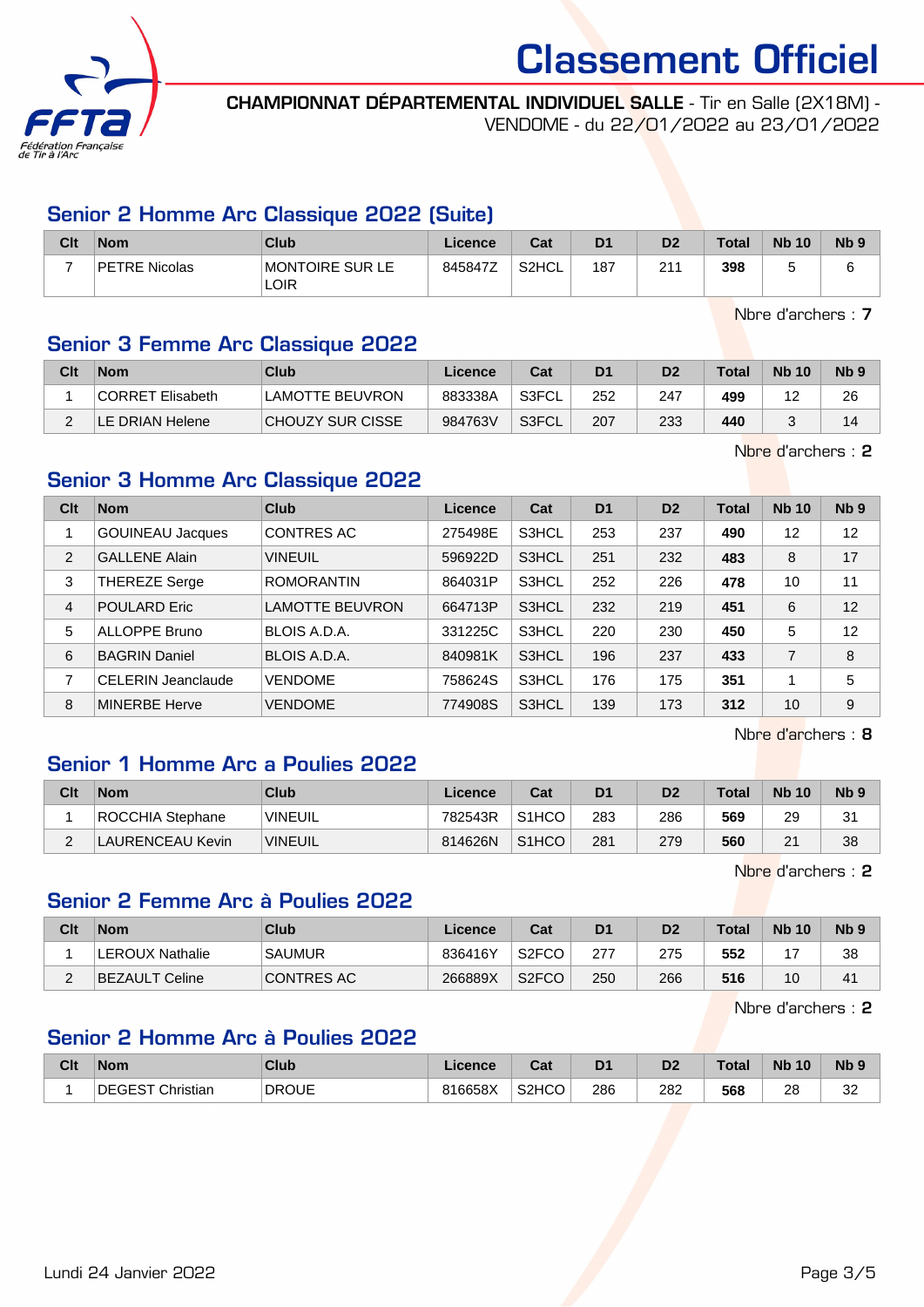# Classement Officiel

**CHAMPIONNAT DÉPARTEMENTAL INDIVIDUEL SALLE** - Tir en Salle (2X18M) - VENDOME - du 22/01/2022 au 23/01/2022

## Senior 2 Homme Arc Classique 2022 (Suite)

| Clt | Nom | Club | Licence | Cat | D1 | D2 | Total | Nb 10 | Nb 9 |
|---|---|---|---|---|---|---|---|---|---|
| 7 | PETRE Nicolas | MONTOIRE SUR LE LOIR | 845847Z | S2HCL | 187 | 211 | **398** | 5 | 6 |

Nbre d'archers : **7**

## Senior 3 Femme Arc Classique 2022

| Clt | Nom | Club | Licence | Cat | D1 | D2 | Total | Nb 10 | Nb 9 |
|---|---|---|---|---|---|---|---|---|---|
| 1 | CORRET Elisabeth | LAMOTTE BEUVRON | 883338A | S3FCL | 252 | 247 | **499** | 12 | 26 |
| 2 | LE DRIAN Helene | CHOUZY SUR CISSE | 984763V | S3FCL | 207 | 233 | **440** | 3 | 14 |

Nbre d'archers : **2**

## Senior 3 Homme Arc Classique 2022

| Clt | Nom | Club | Licence | Cat | D1 | D2 | Total | Nb 10 | Nb 9 |
|---|---|---|---|---|---|---|---|---|---|
| 1 | GOUINEAU Jacques | CONTRES AC | 275498E | S3HCL | 253 | 237 | **490** | 12 | 12 |
| 2 | GALLENE Alain | VINEUIL | 596922D | S3HCL | 251 | 232 | **483** | 8 | 17 |
| 3 | THEREZE Serge | ROMORANTIN | 864031P | S3HCL | 252 | 226 | **478** | 10 | 11 |
| 4 | POULARD Eric | LAMOTTE BEUVRON | 664713P | S3HCL | 232 | 219 | **451** | 6 | 12 |
| 5 | ALLOPPE Bruno | BLOIS A.D.A. | 331225C | S3HCL | 220 | 230 | **450** | 5 | 12 |
| 6 | BAGRIN Daniel | BLOIS A.D.A. | 840981K | S3HCL | 196 | 237 | **433** | 7 | 8 |
| 7 | CELERIN Jeanclaude | VENDOME | 758624S | S3HCL | 176 | 175 | **351** | 1 | 5 |
| 8 | MINERBE Herve | VENDOME | 774908S | S3HCL | 139 | 173 | **312** | 10 | 9 |

Nbre d'archers : **8**

## Senior 1 Homme Arc a Poulies 2022

| Clt | Nom | Club | Licence | Cat | D1 | D2 | Total | Nb 10 | Nb 9 |
|---|---|---|---|---|---|---|---|---|---|
| 1 | ROCCHIA Stephane | VINEUIL | 782543R | S1HCO | 283 | 286 | **569** | 29 | 31 |
| 2 | LAURENCEAU Kevin | VINEUIL | 814626N | S1HCO | 281 | 279 | **560** | 21 | 38 |

Nbre d'archers : **2**

## Senior 2 Femme Arc à Poulies 2022

| Clt | Nom | Club | Licence | Cat | D1 | D2 | Total | Nb 10 | Nb 9 |
|---|---|---|---|---|---|---|---|---|---|
| 1 | LEROUX Nathalie | SAUMUR | 836416Y | S2FCO | 277 | 275 | **552** | 17 | 38 |
| 2 | BEZAULT Celine | CONTRES AC | 266889X | S2FCO | 250 | 266 | **516** | 10 | 41 |

Nbre d'archers : **2**

## Senior 2 Homme Arc à Poulies 2022

| Clt | Nom | Club | Licence | Cat | D1 | D2 | Total | Nb 10 | Nb 9 |
|---|---|---|---|---|---|---|---|---|---|
| 1 | DEGEST Christian | DROUE | 816658X | S2HCO | 286 | 282 | **568** | 28 | 32 |

Lundi 24 Janvier 2022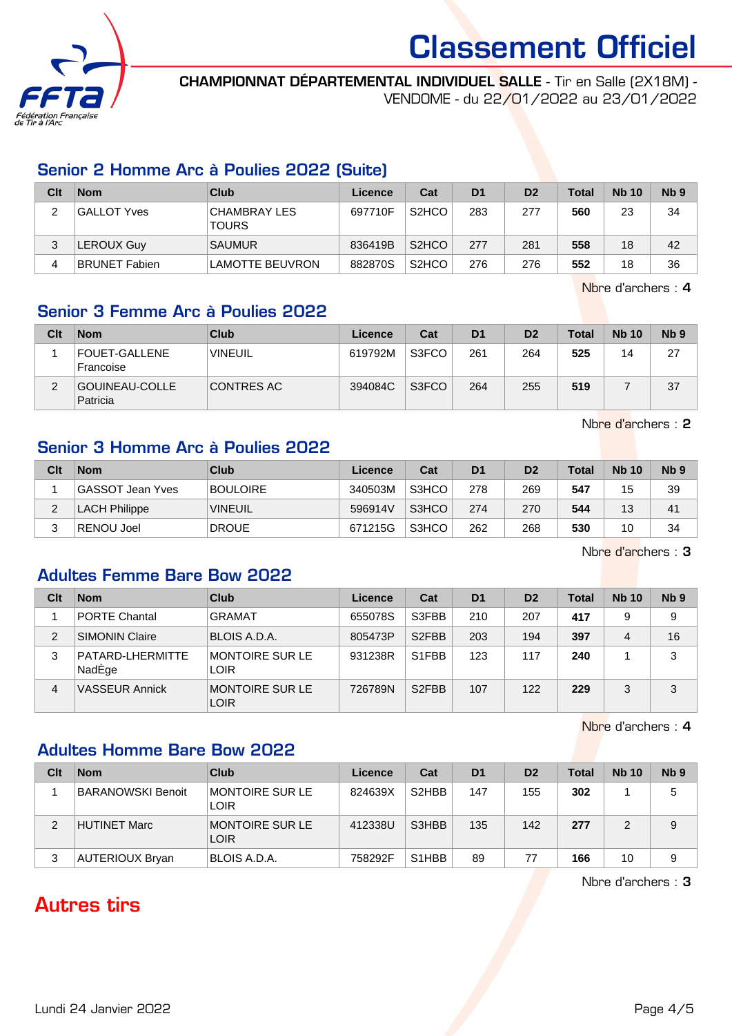# Classement Officiel

**CHAMPIONNAT DÉPARTEMENTAL INDIVIDUEL SALLE** - Tir en Salle (2X18M) - VENDOME - du 22/01/2022 au 23/01/2022

## Senior 2 Homme Arc à Poulies 2022 (Suite)

| Clt | Nom | Club | Licence | Cat | D1 | D2 | Total | Nb 10 | Nb 9 |
|---|---|---|---|---|---|---|---|---|---|
| 2 | GALLOT Yves | CHAMBRAY LES TOURS | 697710F | S2HCO | 283 | 277 | **560** | 23 | 34 |
| 3 | LEROUX Guy | SAUMUR | 836419B | S2HCO | 277 | 281 | **558** | 18 | 42 |
| 4 | BRUNET Fabien | LAMOTTE BEUVRON | 882870S | S2HCO | 276 | 276 | **552** | 18 | 36 |

Nbre d'archers : **4**

## Senior 3 Femme Arc à Poulies 2022

| Clt | Nom | Club | Licence | Cat | D1 | D2 | Total | Nb 10 | Nb 9 |
|---|---|---|---|---|---|---|---|---|---|
| 1 | FOUET-GALLENE Francoise | VINEUIL | 619792M | S3FCO | 261 | 264 | **525** | 14 | 27 |
| 2 | GOUINEAU-COLLE Patricia | CONTRES AC | 394084C | S3FCO | 264 | 255 | **519** | 7 | 37 |

Nbre d'archers : **2**

## Senior 3 Homme Arc à Poulies 2022

| Clt | Nom | Club | Licence | Cat | D1 | D2 | Total | Nb 10 | Nb 9 |
|---|---|---|---|---|---|---|---|---|---|
| 1 | GASSOT Jean Yves | BOULOIRE | 340503M | S3HCO | 278 | 269 | **547** | 15 | 39 |
| 2 | LACH Philippe | VINEUIL | 596914V | S3HCO | 274 | 270 | **544** | 13 | 41 |
| 3 | RENOU Joel | DROUE | 671215G | S3HCO | 262 | 268 | **530** | 10 | 34 |

Nbre d'archers : **3**

## Adultes Femme Bare Bow 2022

| Clt | Nom | Club | Licence | Cat | D1 | D2 | Total | Nb 10 | Nb 9 |
|---|---|---|---|---|---|---|---|---|---|
| 1 | PORTE Chantal | GRAMAT | 655078S | S3FBB | 210 | 207 | **417** | 9 | 9 |
| 2 | SIMONIN Claire | BLOIS A.D.A. | 805473P | S2FBB | 203 | 194 | **397** | 4 | 16 |
| 3 | PATARD-LHERMITTE NadÈge | MONTOIRE SUR LE LOIR | 931238R | S1FBB | 123 | 117 | **240** | 1 | 3 |
| 4 | VASSEUR Annick | MONTOIRE SUR LE LOIR | 726789N | S2FBB | 107 | 122 | **229** | 3 | 3 |

Nbre d'archers : **4**

## Adultes Homme Bare Bow 2022

| Clt | Nom | Club | Licence | Cat | D1 | D2 | Total | Nb 10 | Nb 9 |
|---|---|---|---|---|---|---|---|---|---|
| 1 | BARANOWSKI Benoit | MONTOIRE SUR LE LOIR | 824639X | S2HBB | 147 | 155 | **302** | 1 | 5 |
| 2 | HUTINET Marc | MONTOIRE SUR LE LOIR | 412338U | S3HBB | 135 | 142 | **277** | 2 | 9 |
| 3 | AUTERIOUX Bryan | BLOIS A.D.A. | 758292F | S1HBB | 89 | 77 | **166** | 10 | 9 |

Nbre d'archers : **3**

# Autres tirs

Lundi 24 Janvier 2022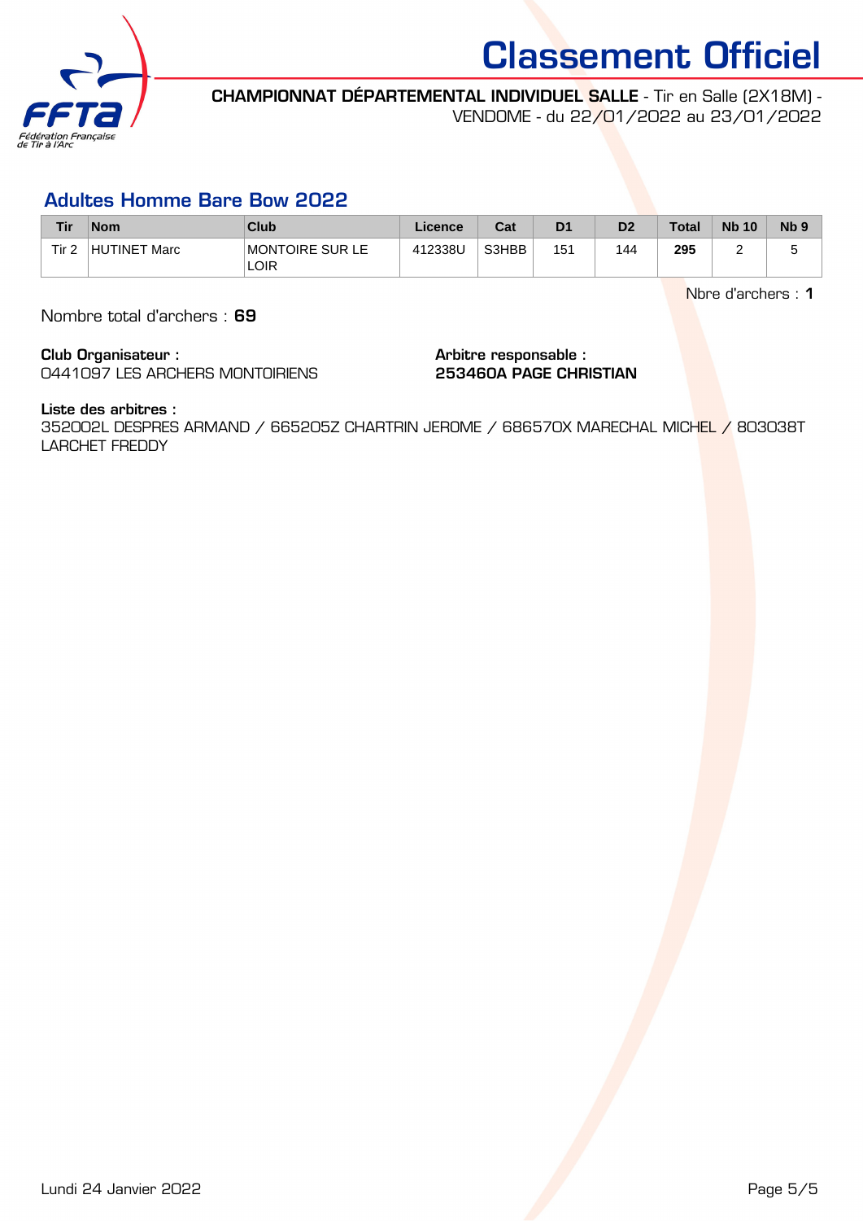# Classement Officiel

**CHAMPIONNAT DÉPARTEMENTAL INDIVIDUEL SALLE** - Tir en Salle (2X18M) -
VENDOME - du 22/01/2022 au 23/01/2022

## Adultes Homme Bare Bow 2022

| Tir | Nom | Club | Licence | Cat | D1 | D2 | Total | Nb 10 | Nb 9 |
|---|---|---|---|---|---|---|---|---|---|
| Tir 2 | HUTINET Marc | MONTOIRE SUR LE LOIR | 412338U | S3HBB | 151 | 144 | **295** | 2 | 5 |

Nbre d'archers : **1**

Nombre total d'archers : **69**

**Club Organisateur :**
0441097 LES ARCHERS MONTOIRIENS

**Arbitre responsable :**
**253460A PAGE CHRISTIAN**

**Liste des arbitres :**
352002L DESPRES ARMAND / 665205Z CHARTRIN JEROME / 686570X MARECHAL MICHEL / 803038T LARCHET FREDDY

Lundi 24 Janvier 2022